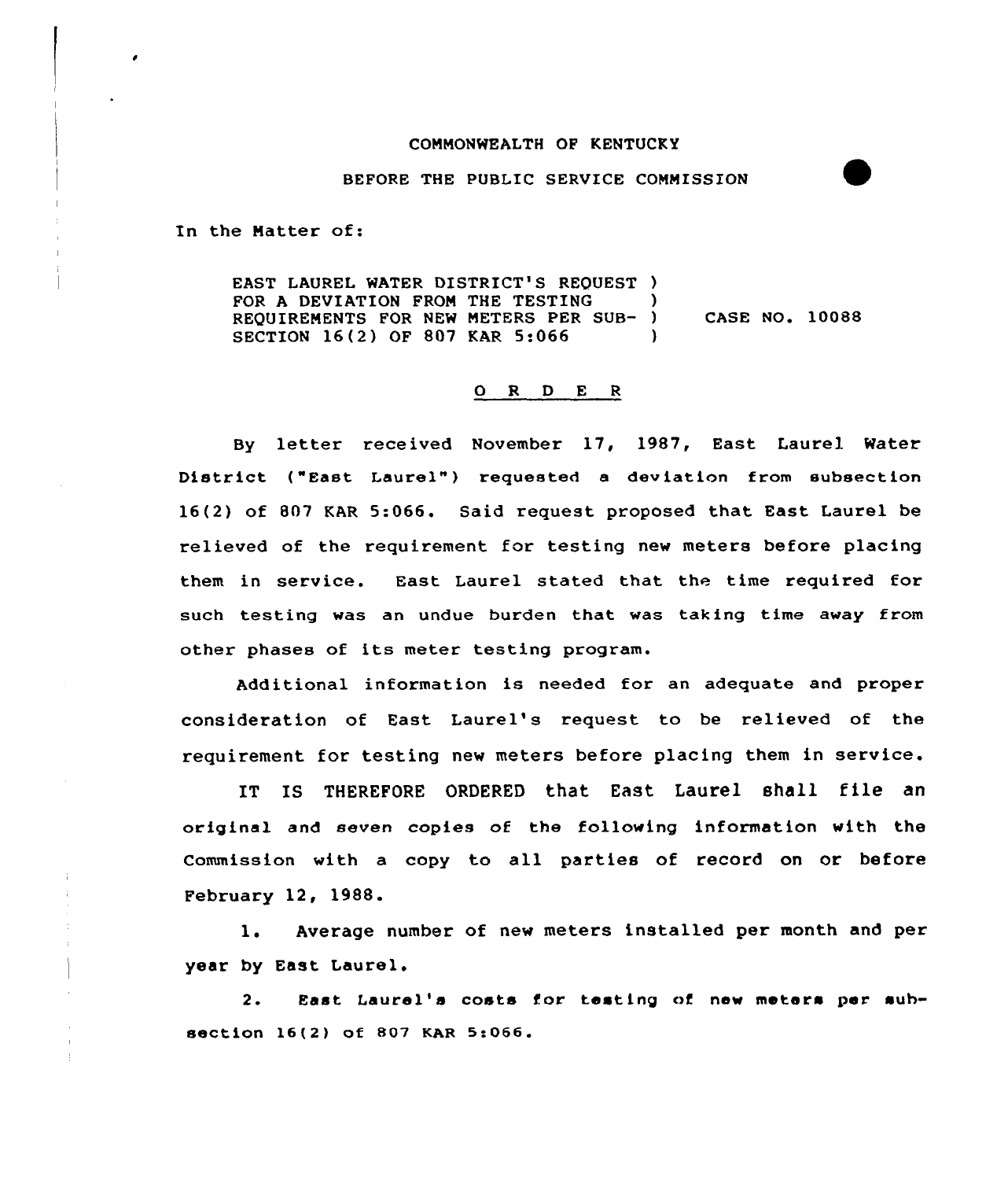COMMONWEALTH OF KENTUCKY

BEFORE THE PUBLIC SERVICE COMMISSION

In the Matter of:

| | | |
|---|---|---|
| EAST LAUREL WATER DISTRICT'S REQUEST FOR A DEVIATION FROM THE TESTING REQUIREMENTS FOR NEW METERS PER SUB-SECTION 16(2) OF 807 KAR 5:066 | ) ) ) ) | CASE NO. 10088 |

## O R D E R

By letter received November 17, 1987, East Laurel Water District ("East Laurel") requested a deviation from subsection 16(2) of 807 KAR 5:066. Said request proposed that East Laurel be relieved of the requirement for testing new meters before placing them in service. East Laurel stated that the time required for such testing was an undue burden that was taking time away from other phases of its meter testing program.

Additional information is needed for an adequate and proper consideration of East Laurel's request to be relieved of the requirement for testing new meters before placing them in service.

IT IS THEREFORE ORDERED that East Laurel shall file an original and seven copies of the following information with the Commission with a copy to all parties of record on or before February 12, 1988.

1. Average number of new meters installed per month and per year by East Laurel.

2. East Laurel's costs for testing of new meters per subsection 16(2) of 807 KAR 5:066.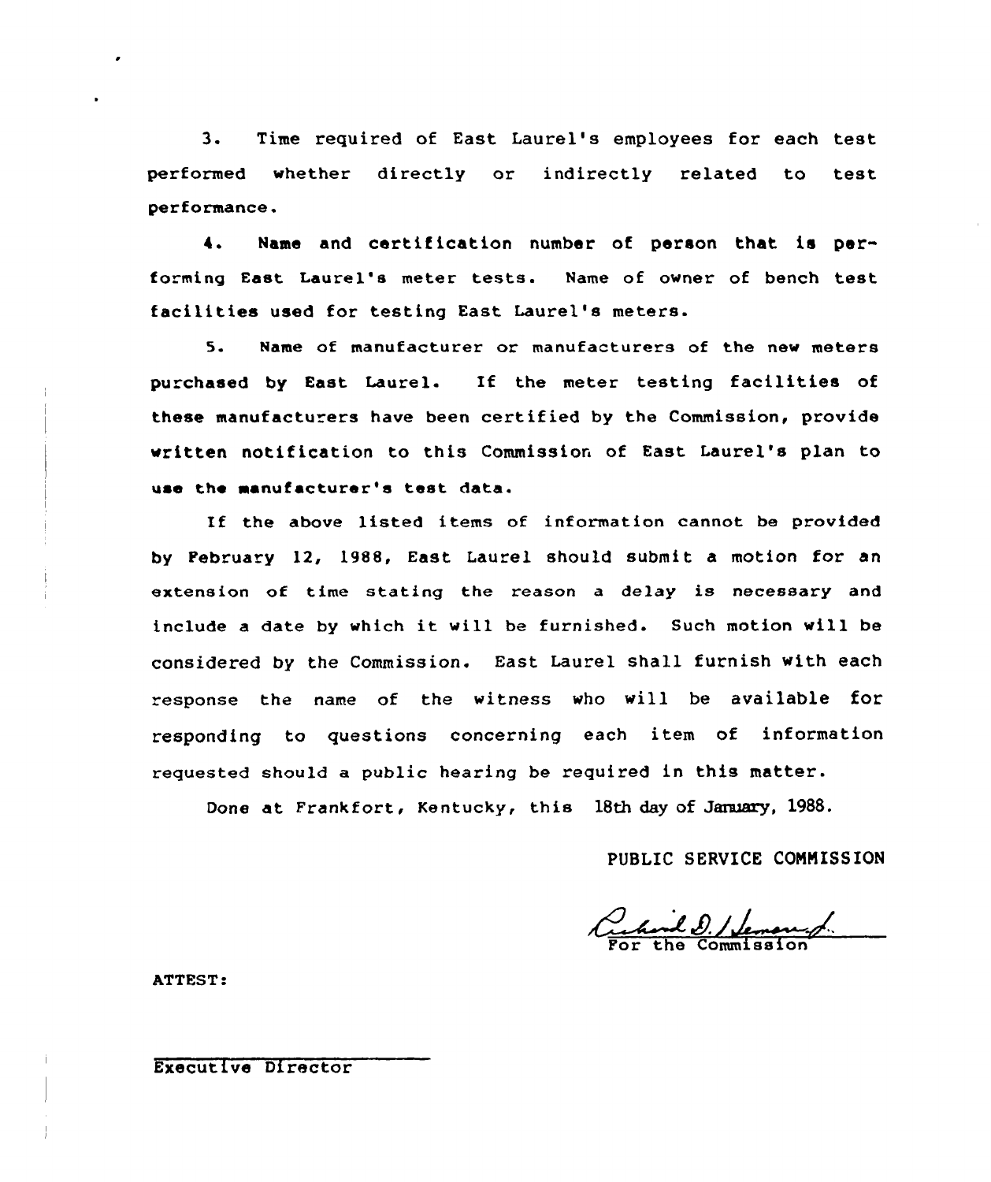3. Time required of East Laurel's employees for each test performed whether directly or indirectly related to test performance.

4. Name and certification number of person that is performing East Laurel's meter tests. Name of owner of bench test facilities used for testing East Laurel's meters.

5. Name of manufacturer or manufacturers of the new meters purchased by East Laurel. If the meter testing facilities of these manufacturers have been certified by the Commission, provide written notification to this Commission of East Laurel's plan to use the manufacturer's test data.

If the above listed items of information cannot be provided by February 12, 1988, East Laurel should submit a motion for an extension of time stating the reason a delay is necessary and include a date by which it will be furnished. Such motion will be considered by the Commission. East Laurel shall furnish with each response the name of the witness who will be available for responding to questions concerning each item of information requested should a public hearing be required in this matter.

Done at Frankfort, Kentucky, this 18th day of January, 1988.

PUBLIC SERVICE COMMISSION

For the Commission

ATTEST:

Executive Director